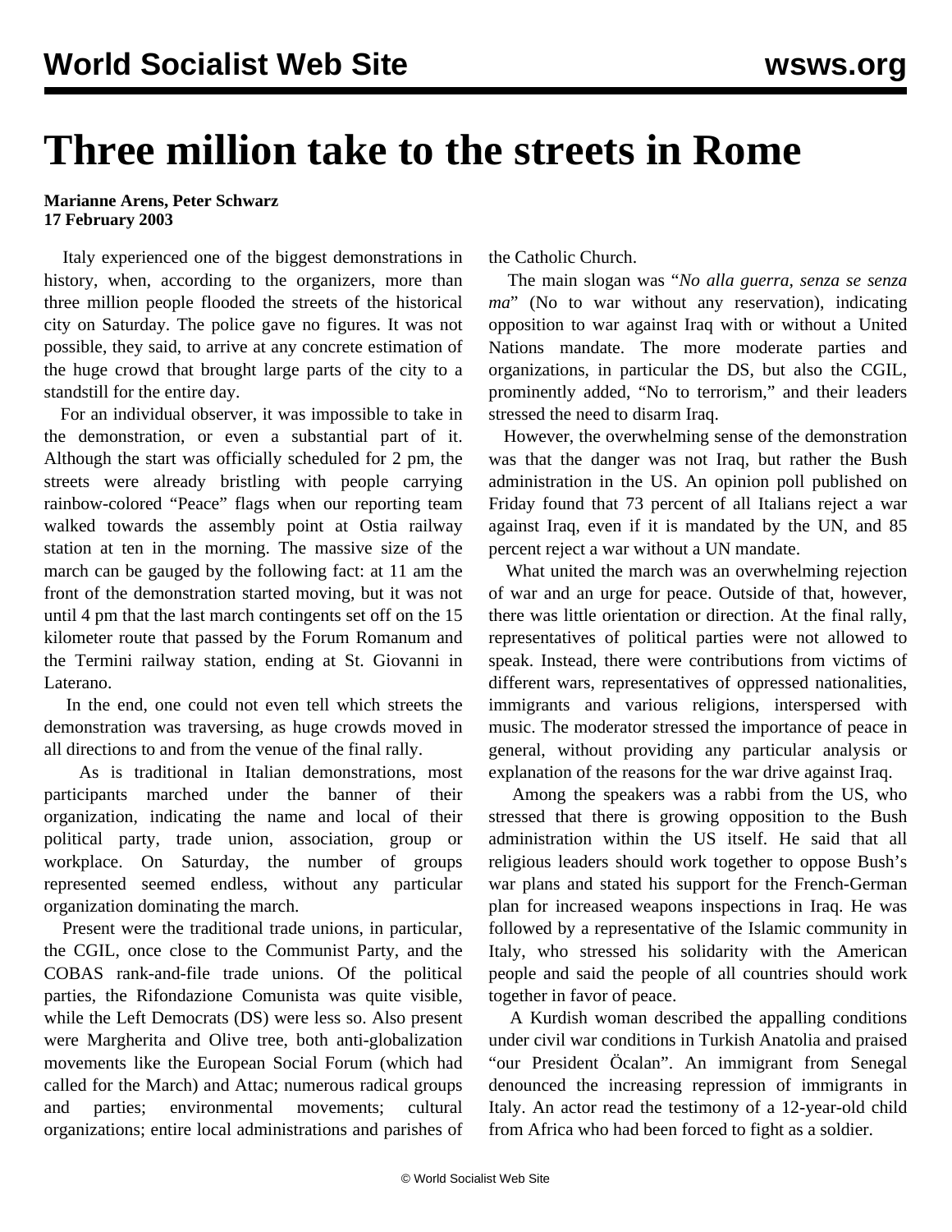# Three million take to the streets in Rome

**Marianne Arens, Peter Schwarz**
**17 February 2003**

Italy experienced one of the biggest demonstrations in history, when, according to the organizers, more than three million people flooded the streets of the historical city on Saturday. The police gave no figures. It was not possible, they said, to arrive at any concrete estimation of the huge crowd that brought large parts of the city to a standstill for the entire day.

For an individual observer, it was impossible to take in the demonstration, or even a substantial part of it. Although the start was officially scheduled for 2 pm, the streets were already bristling with people carrying rainbow-colored "Peace" flags when our reporting team walked towards the assembly point at Ostia railway station at ten in the morning. The massive size of the march can be gauged by the following fact: at 11 am the front of the demonstration started moving, but it was not until 4 pm that the last march contingents set off on the 15 kilometer route that passed by the Forum Romanum and the Termini railway station, ending at St. Giovanni in Laterano.

In the end, one could not even tell which streets the demonstration was traversing, as huge crowds moved in all directions to and from the venue of the final rally.

As is traditional in Italian demonstrations, most participants marched under the banner of their organization, indicating the name and local of their political party, trade union, association, group or workplace. On Saturday, the number of groups represented seemed endless, without any particular organization dominating the march.

Present were the traditional trade unions, in particular, the CGIL, once close to the Communist Party, and the COBAS rank-and-file trade unions. Of the political parties, the Rifondazione Comunista was quite visible, while the Left Democrats (DS) were less so. Also present were Margherita and Olive tree, both anti-globalization movements like the European Social Forum (which had called for the March) and Attac; numerous radical groups and parties; environmental movements; cultural organizations; entire local administrations and parishes of the Catholic Church.

The main slogan was "*No alla guerra, senza se senza ma*" (No to war without any reservation), indicating opposition to war against Iraq with or without a United Nations mandate. The more moderate parties and organizations, in particular the DS, but also the CGIL, prominently added, "No to terrorism," and their leaders stressed the need to disarm Iraq.

However, the overwhelming sense of the demonstration was that the danger was not Iraq, but rather the Bush administration in the US. An opinion poll published on Friday found that 73 percent of all Italians reject a war against Iraq, even if it is mandated by the UN, and 85 percent reject a war without a UN mandate.

What united the march was an overwhelming rejection of war and an urge for peace. Outside of that, however, there was little orientation or direction. At the final rally, representatives of political parties were not allowed to speak. Instead, there were contributions from victims of different wars, representatives of oppressed nationalities, immigrants and various religions, interspersed with music. The moderator stressed the importance of peace in general, without providing any particular analysis or explanation of the reasons for the war drive against Iraq.

Among the speakers was a rabbi from the US, who stressed that there is growing opposition to the Bush administration within the US itself. He said that all religious leaders should work together to oppose Bush's war plans and stated his support for the French-German plan for increased weapons inspections in Iraq. He was followed by a representative of the Islamic community in Italy, who stressed his solidarity with the American people and said the people of all countries should work together in favor of peace.

A Kurdish woman described the appalling conditions under civil war conditions in Turkish Anatolia and praised "our President Öcalan". An immigrant from Senegal denounced the increasing repression of immigrants in Italy. An actor read the testimony of a 12-year-old child from Africa who had been forced to fight as a soldier.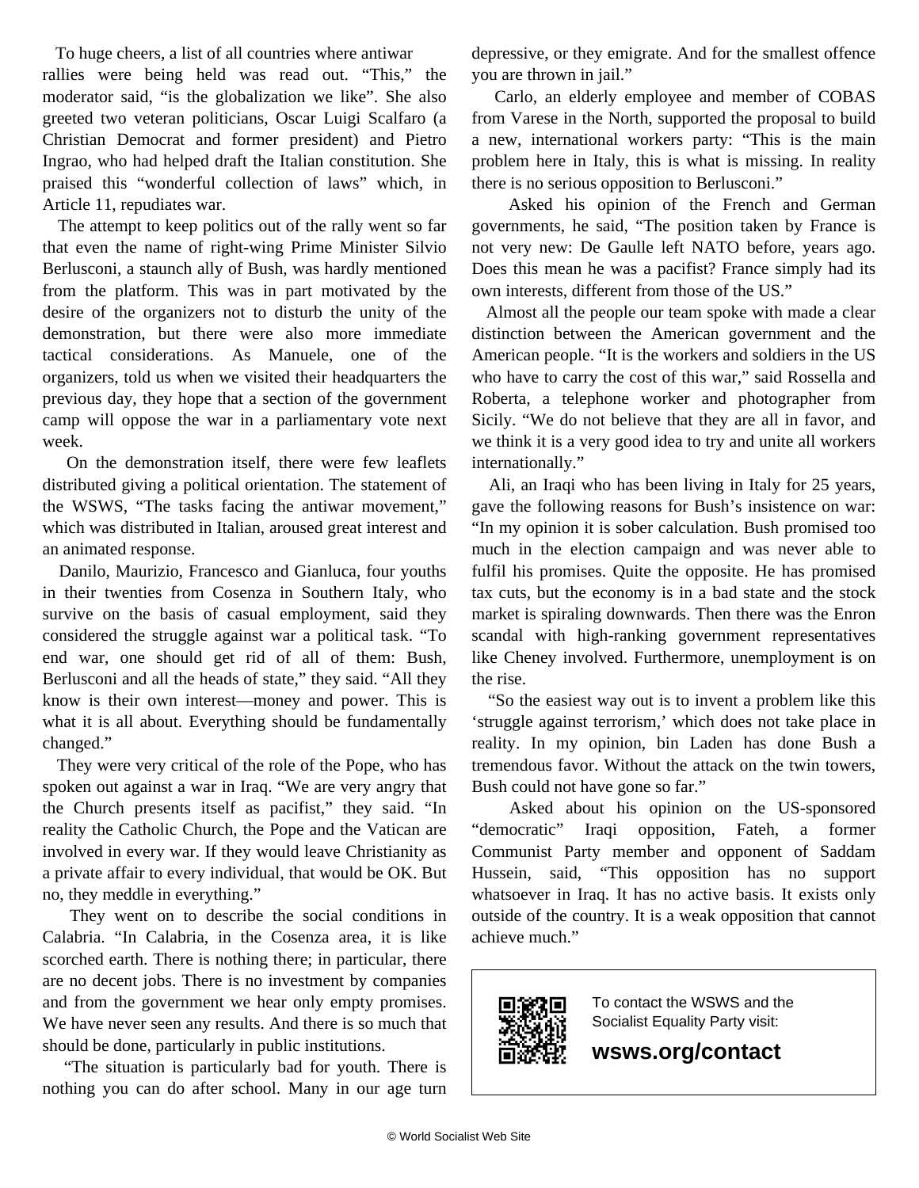To huge cheers, a list of all countries where antiwar rallies were being held was read out. “This,” the moderator said, “is the globalization we like”. She also greeted two veteran politicians, Oscar Luigi Scalfaro (a Christian Democrat and former president) and Pietro Ingrao, who had helped draft the Italian constitution. She praised this “wonderful collection of laws” which, in Article 11, repudiates war.

The attempt to keep politics out of the rally went so far that even the name of right-wing Prime Minister Silvio Berlusconi, a staunch ally of Bush, was hardly mentioned from the platform. This was in part motivated by the desire of the organizers not to disturb the unity of the demonstration, but there were also more immediate tactical considerations. As Manuele, one of the organizers, told us when we visited their headquarters the previous day, they hope that a section of the government camp will oppose the war in a parliamentary vote next week.

On the demonstration itself, there were few leaflets distributed giving a political orientation. The statement of the WSWS, “The tasks facing the antiwar movement,” which was distributed in Italian, aroused great interest and an animated response.

Danilo, Maurizio, Francesco and Gianluca, four youths in their twenties from Cosenza in Southern Italy, who survive on the basis of casual employment, said they considered the struggle against war a political task. “To end war, one should get rid of all of them: Bush, Berlusconi and all the heads of state,” they said. “All they know is their own interest—money and power. This is what it is all about. Everything should be fundamentally changed.”

They were very critical of the role of the Pope, who has spoken out against a war in Iraq. “We are very angry that the Church presents itself as pacifist,” they said. “In reality the Catholic Church, the Pope and the Vatican are involved in every war. If they would leave Christianity as a private affair to every individual, that would be OK. But no, they meddle in everything.”

They went on to describe the social conditions in Calabria. “In Calabria, in the Cosenza area, it is like scorched earth. There is nothing there; in particular, there are no decent jobs. There is no investment by companies and from the government we hear only empty promises. We have never seen any results. And there is so much that should be done, particularly in public institutions.

“The situation is particularly bad for youth. There is nothing you can do after school. Many in our age turn depressive, or they emigrate. And for the smallest offence you are thrown in jail.”

Carlo, an elderly employee and member of COBAS from Varese in the North, supported the proposal to build a new, international workers party: “This is the main problem here in Italy, this is what is missing. In reality there is no serious opposition to Berlusconi.”

Asked his opinion of the French and German governments, he said, “The position taken by France is not very new: De Gaulle left NATO before, years ago. Does this mean he was a pacifist? France simply had its own interests, different from those of the US.”

Almost all the people our team spoke with made a clear distinction between the American government and the American people. “It is the workers and soldiers in the US who have to carry the cost of this war,” said Rossella and Roberta, a telephone worker and photographer from Sicily. “We do not believe that they are all in favor, and we think it is a very good idea to try and unite all workers internationally.”

Ali, an Iraqi who has been living in Italy for 25 years, gave the following reasons for Bush’s insistence on war: “In my opinion it is sober calculation. Bush promised too much in the election campaign and was never able to fulfil his promises. Quite the opposite. He has promised tax cuts, but the economy is in a bad state and the stock market is spiraling downwards. Then there was the Enron scandal with high-ranking government representatives like Cheney involved. Furthermore, unemployment is on the rise.

“So the easiest way out is to invent a problem like this ‘struggle against terrorism,’ which does not take place in reality. In my opinion, bin Laden has done Bush a tremendous favor. Without the attack on the twin towers, Bush could not have gone so far.”

Asked about his opinion on the US-sponsored “democratic” Iraqi opposition, Fateh, a former Communist Party member and opponent of Saddam Hussein, said, “This opposition has no support whatsoever in Iraq. It has no active basis. It exists only outside of the country. It is a weak opposition that cannot achieve much.”

To contact the WSWS and the Socialist Equality Party visit:

**wsws.org/contact**